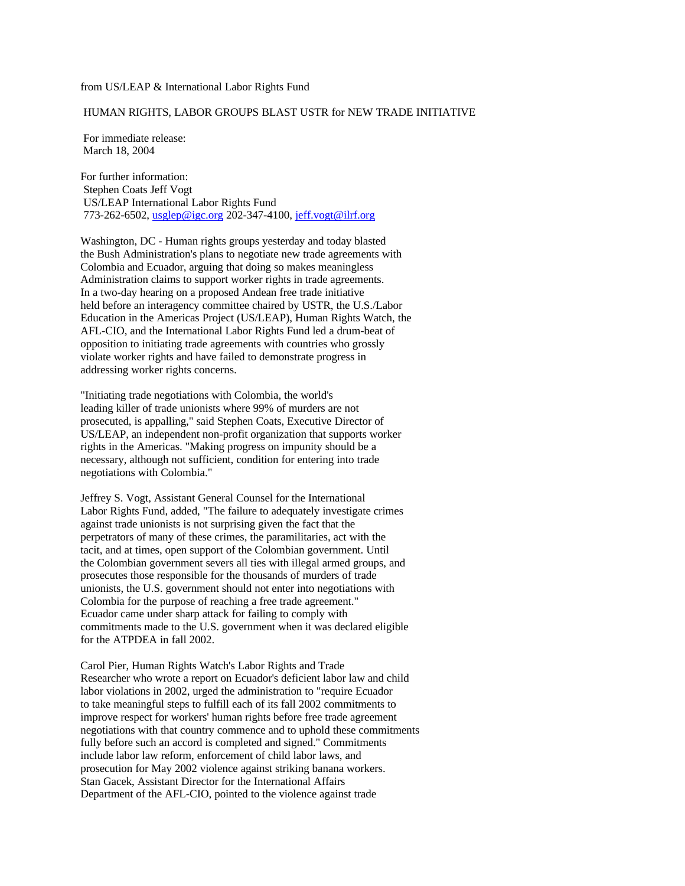from US/LEAP & International Labor Rights Fund

# HUMAN RIGHTS, LABOR GROUPS BLAST USTR for NEW TRADE INITIATIVE

For immediate release:
March 18, 2004

For further information:
Stephen Coats Jeff Vogt
US/LEAP International Labor Rights Fund
773-262-6502, usglep@igc.org 202-347-4100, jeff.vogt@ilrf.org

Washington, DC - Human rights groups yesterday and today blasted the Bush Administration's plans to negotiate new trade agreements with Colombia and Ecuador, arguing that doing so makes meaningless Administration claims to support worker rights in trade agreements. In a two-day hearing on a proposed Andean free trade initiative held before an interagency committee chaired by USTR, the U.S./Labor Education in the Americas Project (US/LEAP), Human Rights Watch, the AFL-CIO, and the International Labor Rights Fund led a drum-beat of opposition to initiating trade agreements with countries who grossly violate worker rights and have failed to demonstrate progress in addressing worker rights concerns.

"Initiating trade negotiations with Colombia, the world's leading killer of trade unionists where 99% of murders are not prosecuted, is appalling," said Stephen Coats, Executive Director of US/LEAP, an independent non-profit organization that supports worker rights in the Americas. "Making progress on impunity should be a necessary, although not sufficient, condition for entering into trade negotiations with Colombia."

Jeffrey S. Vogt, Assistant General Counsel for the International Labor Rights Fund, added, "The failure to adequately investigate crimes against trade unionists is not surprising given the fact that the perpetrators of many of these crimes, the paramilitaries, act with the tacit, and at times, open support of the Colombian government. Until the Colombian government severs all ties with illegal armed groups, and prosecutes those responsible for the thousands of murders of trade unionists, the U.S. government should not enter into negotiations with Colombia for the purpose of reaching a free trade agreement." Ecuador came under sharp attack for failing to comply with commitments made to the U.S. government when it was declared eligible for the ATPDEA in fall 2002.

Carol Pier, Human Rights Watch's Labor Rights and Trade Researcher who wrote a report on Ecuador's deficient labor law and child labor violations in 2002, urged the administration to "require Ecuador to take meaningful steps to fulfill each of its fall 2002 commitments to improve respect for workers' human rights before free trade agreement negotiations with that country commence and to uphold these commitments fully before such an accord is completed and signed." Commitments include labor law reform, enforcement of child labor laws, and prosecution for May 2002 violence against striking banana workers. Stan Gacek, Assistant Director for the International Affairs Department of the AFL-CIO, pointed to the violence against trade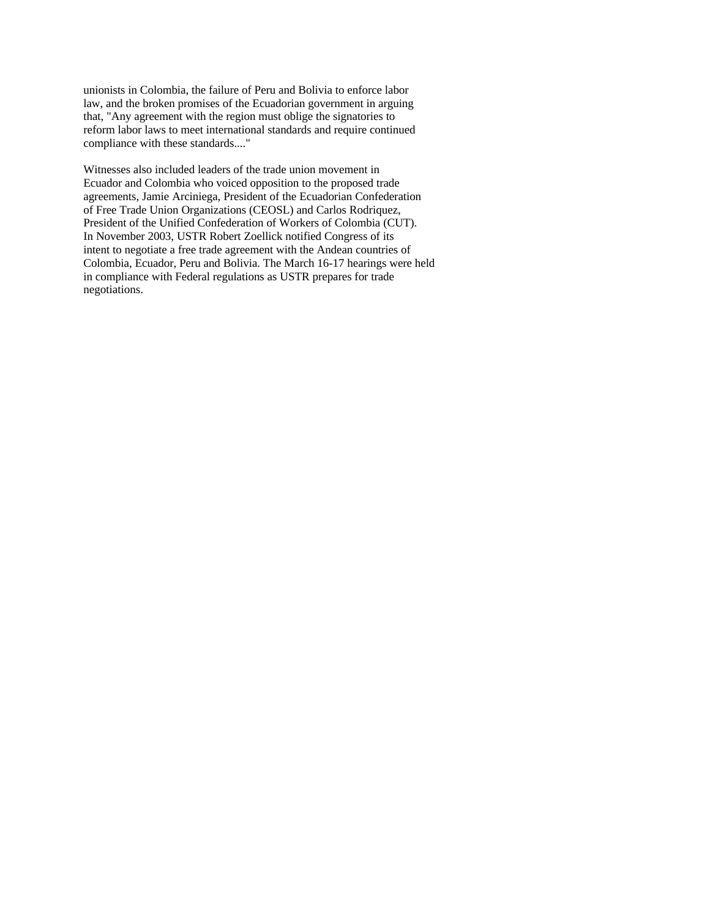unionists in Colombia, the failure of Peru and Bolivia to enforce labor law, and the broken promises of the Ecuadorian government in arguing that, "Any agreement with the region must oblige the signatories to reform labor laws to meet international standards and require continued compliance with these standards...."

Witnesses also included leaders of the trade union movement in Ecuador and Colombia who voiced opposition to the proposed trade agreements, Jamie Arciniega, President of the Ecuadorian Confederation of Free Trade Union Organizations (CEOSL) and Carlos Rodriquez, President of the Unified Confederation of Workers of Colombia (CUT). In November 2003, USTR Robert Zoellick notified Congress of its intent to negotiate a free trade agreement with the Andean countries of Colombia, Ecuador, Peru and Bolivia. The March 16-17 hearings were held in compliance with Federal regulations as USTR prepares for trade negotiations.